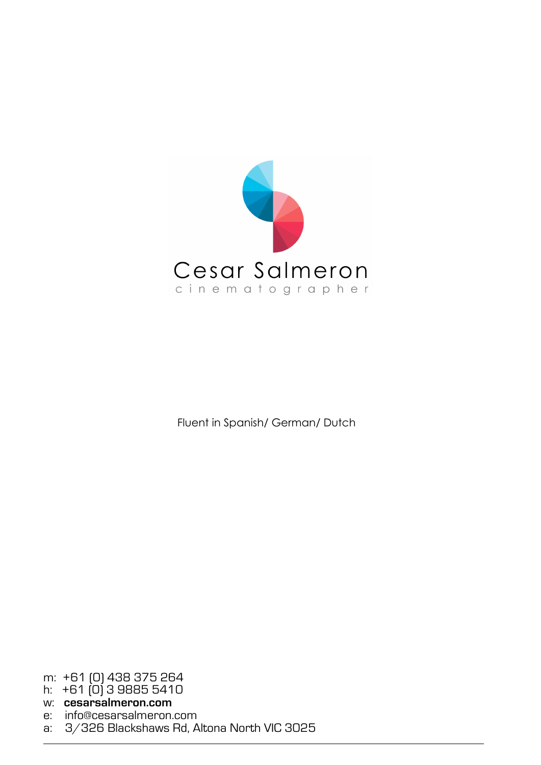# Cesar Salmeron

cinematographer

Fluent in Spanish/ German/ Dutch

m: +61 (0) 438 375 264
h: +61 (0) 3 9885 5410
w: **cesarsalmeron.com**
e: info@cesarsalmeron.com
a: 3/326 Blackshaws Rd, Altona North VIC 3025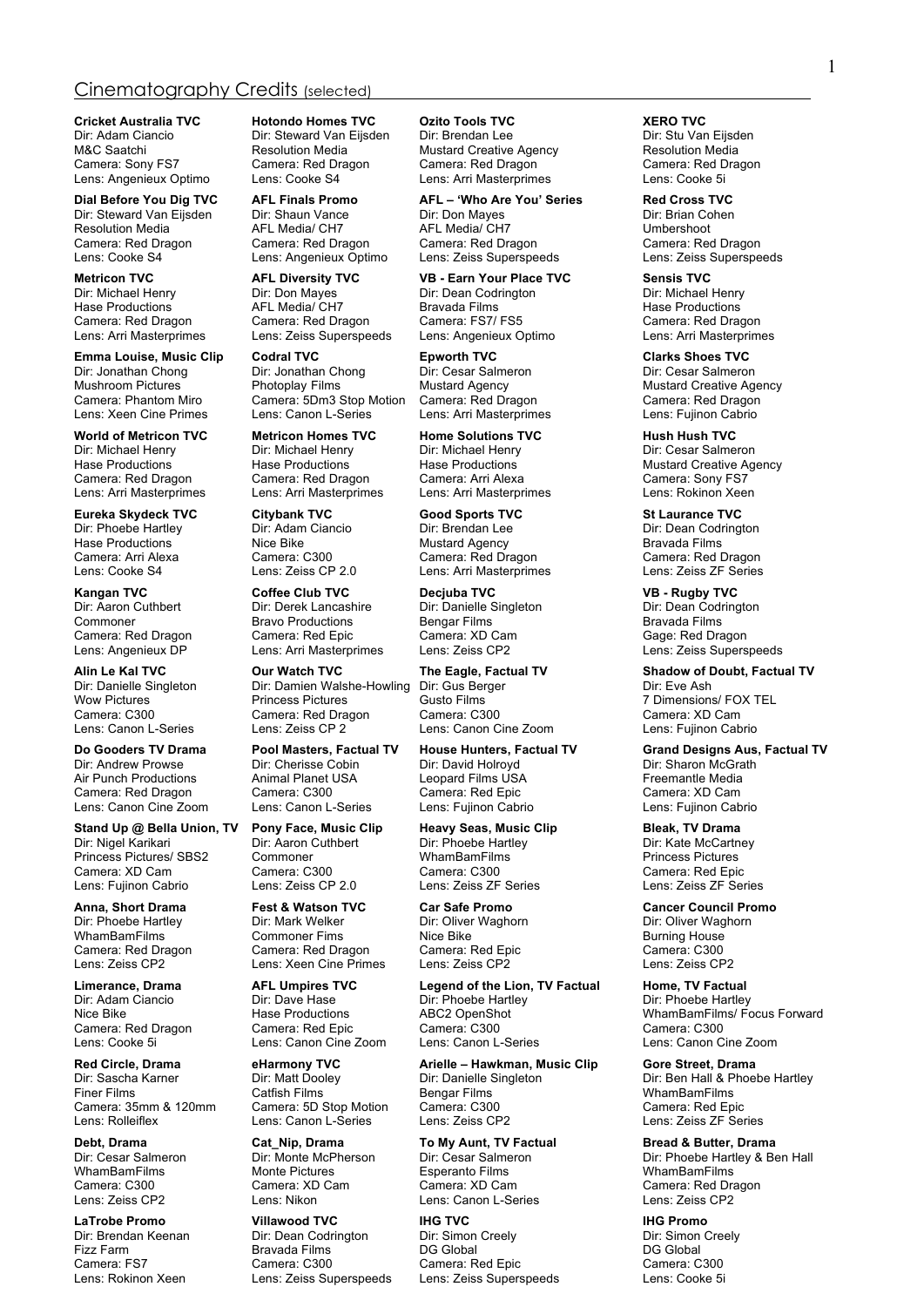## Cinematography Credits (selected)

**Cricket Australia TVC**
Dir: Adam Ciancio
M&C Saatchi
Camera: Sony FS7
Lens: Angenieux Optimo

**Hotondo Homes TVC**
Dir: Steward Van Eijsden
Resolution Media
Camera: Red Dragon
Lens: Cooke S4

**Ozito Tools TVC**
Dir: Brendan Lee
Mustard Creative Agency
Camera: Red Dragon
Lens: Arri Masterprimes

**XERO TVC**
Dir: Stu Van Eijsden
Resolution Media
Camera: Red Dragon
Lens: Cooke 5i

**Dial Before You Dig TVC**
Dir: Steward Van Eijsden
Resolution Media
Camera: Red Dragon
Lens: Cooke S4

**AFL Finals Promo**
Dir: Shaun Vance
AFL Media/ CH7
Camera: Red Dragon
Lens: Angenieux Optimo

**AFL – 'Who Are You' Series**
Dir: Don Mayes
AFL Media/ CH7
Camera: Red Dragon
Lens: Zeiss Superspeeds

**Red Cross TVC**
Dir: Brian Cohen
Umbershoot
Camera: Red Dragon
Lens: Zeiss Superspeeds

**Metricon TVC**
Dir: Michael Henry
Hase Productions
Camera: Red Dragon
Lens: Arri Masterprimes

**AFL Diversity TVC**
Dir: Don Mayes
AFL Media/ CH7
Camera: Red Dragon
Lens: Zeiss Superspeeds

**VB - Earn Your Place TVC**
Dir: Dean Codrington
Bravada Films
Camera: FS7/ FS5
Lens: Angenieux Optimo

**Sensis TVC**
Dir: Michael Henry
Hase Productions
Camera: Red Dragon
Lens: Arri Masterprimes

**Emma Louise, Music Clip**
Dir: Jonathan Chong
Mushroom Pictures
Camera: Phantom Miro
Lens: Xeen Cine Primes

**Codral TVC**
Dir: Jonathan Chong
Photoplay Films
Camera: 5Dm3 Stop Motion
Lens: Canon L-Series

**Epworth TVC**
Dir: Cesar Salmeron
Mustard Agency
Camera: Red Dragon
Lens: Arri Masterprimes

**Clarks Shoes TVC**
Dir: Cesar Salmeron
Mustard Creative Agency
Camera: Red Dragon
Lens: Fujinon Cabrio

**World of Metricon TVC**
Dir: Michael Henry
Hase Productions
Camera: Red Dragon
Lens: Arri Masterprimes

**Metricon Homes TVC**
Dir: Michael Henry
Hase Productions
Camera: Red Dragon
Lens: Arri Masterprimes

**Home Solutions TVC**
Dir: Michael Henry
Hase Productions
Camera: Arri Alexa
Lens: Arri Masterprimes

**Hush Hush TVC**
Dir: Cesar Salmeron
Mustard Creative Agency
Camera: Sony FS7
Lens: Rokinon Xeen

**Eureka Skydeck TVC**
Dir: Phoebe Hartley
Hase Productions
Camera: Arri Alexa
Lens: Cooke S4

**Citybank TVC**
Dir: Adam Ciancio
Nice Bike
Camera: C300
Lens: Zeiss CP 2.0

**Good Sports TVC**
Dir: Brendan Lee
Mustard Agency
Camera: Red Dragon
Lens: Arri Masterprimes

**St Laurance TVC**
Dir: Dean Codrington
Bravada Films
Camera: Red Dragon
Lens: Zeiss ZF Series

**Kangan TVC**
Dir: Aaron Cuthbert
Commoner
Camera: Red Dragon
Lens: Angenieux DP

**Coffee Club TVC**
Dir: Derek Lancashire
Bravo Productions
Camera: Red Epic
Lens: Arri Masterprimes

**Decjuba TVC**
Dir: Danielle Singleton
Bengar Films
Camera: XD Cam
Lens: Zeiss CP2

**VB - Rugby TVC**
Dir: Dean Codrington
Bravada Films
Gage: Red Dragon
Lens: Zeiss Superspeeds

**Alin Le Kal TVC**
Dir: Danielle Singleton
Wow Pictures
Camera: C300
Lens: Canon L-Series

**Our Watch TVC**
Dir: Damien Walshe-Howling
Princess Pictures
Camera: Red Dragon
Lens: Zeiss CP 2

**The Eagle, Factual TV**
Dir: Gus Berger
Gusto Films
Camera: C300
Lens: Canon Cine Zoom

**Shadow of Doubt, Factual TV**
Dir: Eve Ash
7 Dimensions/ FOX TEL
Camera: XD Cam
Lens: Fujinon Cabrio

**Do Gooders TV Drama**
Dir: Andrew Prowse
Air Punch Productions
Camera: Red Dragon
Lens: Canon Cine Zoom

**Pool Masters, Factual TV**
Dir: Cherisse Cobin
Animal Planet USA
Camera: C300
Lens: Canon L-Series

**House Hunters, Factual TV**
Dir: David Holroyd
Leopard Films USA
Camera: Red Epic
Lens: Fujinon Cabrio

**Grand Designs Aus, Factual TV**
Dir: Sharon McGrath
Freemantle Media
Camera: XD Cam
Lens: Fujinon Cabrio

**Stand Up @ Bella Union, TV**
Dir: Nigel Karikari
Princess Pictures/ SBS2
Camera: XD Cam
Lens: Fujinon Cabrio

**Pony Face, Music Clip**
Dir: Aaron Cuthbert
Commoner
Camera: C300
Lens: Zeiss CP 2.0

**Heavy Seas, Music Clip**
Dir: Phoebe Hartley
WhamBamFilms
Camera: C300
Lens: Zeiss ZF Series

**Bleak, TV Drama**
Dir: Kate McCartney
Princess Pictures
Camera: Red Epic
Lens: Zeiss ZF Series

**Anna, Short Drama**
Dir: Phoebe Hartley
WhamBamFilms
Camera: Red Dragon
Lens: Zeiss CP2

**Fest & Watson TVC**
Dir: Mark Welker
Commoner Fims
Camera: Red Dragon
Lens: Xeen Cine Primes

**Car Safe Promo**
Dir: Oliver Waghorn
Nice Bike
Camera: Red Epic
Lens: Zeiss CP2

**Cancer Council Promo**
Dir: Oliver Waghorn
Burning House
Camera: C300
Lens: Zeiss CP2

**Limerance, Drama**
Dir: Adam Ciancio
Nice Bike
Camera: Red Dragon
Lens: Cooke 5i

**AFL Umpires TVC**
Dir: Dave Hase
Hase Productions
Camera: Red Epic
Lens: Canon Cine Zoom

**Legend of the Lion, TV Factual**
Dir: Phoebe Hartley
ABC2 OpenShot
Camera: C300
Lens: Canon L-Series

**Home, TV Factual**
Dir: Phoebe Hartley
WhamBamFilms/ Focus Forward
Camera: C300
Lens: Canon Cine Zoom

**Red Circle, Drama**
Dir: Sascha Karner
Finer Films
Camera: 35mm & 120mm
Lens: Rolleiflex

**eHarmony TVC**
Dir: Matt Dooley
Catfish Films
Camera: 5D Stop Motion
Lens: Canon L-Series

**Arielle – Hawkman, Music Clip**
Dir: Danielle Singleton
Bengar Films
Camera: C300
Lens: Zeiss CP2

**Gore Street, Drama**
Dir: Ben Hall & Phoebe Hartley
WhamBamFilms
Camera: Red Epic
Lens: Zeiss ZF Series

**Debt, Drama**
Dir: Cesar Salmeron
WhamBamFilms
Camera: C300
Lens: Zeiss CP2

**Cat_Nip, Drama**
Dir: Monte McPherson
Monte Pictures
Camera: XD Cam
Lens: Nikon

**To My Aunt, TV Factual**
Dir: Cesar Salmeron
Esperanto Films
Camera: XD Cam
Lens: Canon L-Series

**Bread & Butter, Drama**
Dir: Phoebe Hartley & Ben Hall
WhamBamFilms
Camera: Red Dragon
Lens: Zeiss CP2

**LaTrobe Promo**
Dir: Brendan Keenan
Fizz Farm
Camera: FS7
Lens: Rokinon Xeen

**Villawood TVC**
Dir: Dean Codrington
Bravada Films
Camera: C300
Lens: Zeiss Superspeeds

**IHG TVC**
Dir: Simon Creely
DG Global
Camera: Red Epic
Lens: Zeiss Superspeeds

**IHG Promo**
Dir: Simon Creely
DG Global
Camera: C300
Lens: Cooke 5i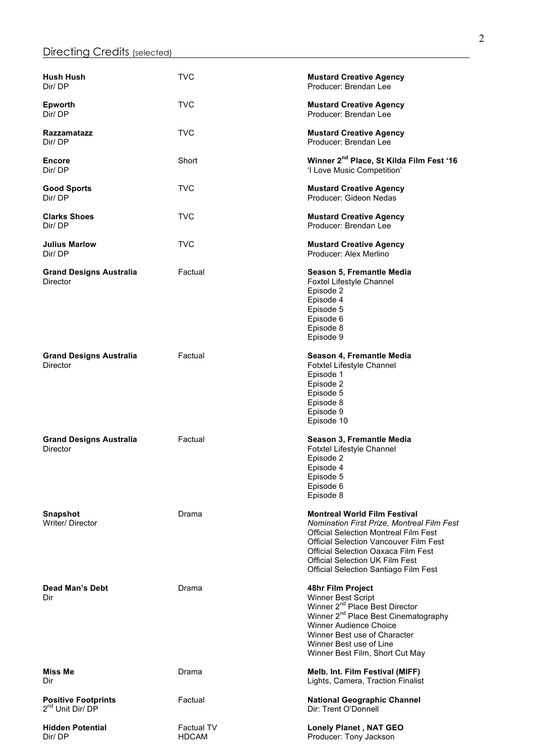## Directing Credits (selected)

| | | |
|---|---|---|
| **Hush Hush**<br>Dir/ DP | TVC | **Mustard Creative Agency**<br>Producer: Brendan Lee |
| **Epworth**<br>Dir/ DP | TVC | **Mustard Creative Agency**<br>Producer: Brendan Lee |
| **Razzamatazz**<br>Dir/ DP | TVC | **Mustard Creative Agency**<br>Producer: Brendan Lee |
| **Encore**<br>Dir/ DP | Short | **Winner 2nd Place, St Kilda Film Fest '16**<br>'I Love Music Competition' |
| **Good Sports**<br>Dir/ DP | TVC | **Mustard Creative Agency**<br>Producer: Gideon Nedas |
| **Clarks Shoes**<br>Dir/ DP | TVC | **Mustard Creative Agency**<br>Producer: Brendan Lee |
| **Julius Marlow**<br>Dir/ DP | TVC | **Mustard Creative Agency**<br>Producer: Alex Merlino |
| **Grand Designs Australia**<br>Director | Factual | **Season 5, Fremantle Media**<br>Foxtel Lifestyle Channel<br>Episode 2<br>Episode 4<br>Episode 5<br>Episode 6<br>Episode 8<br>Episode 9 |
| **Grand Designs Australia**<br>Director | Factual | **Season 4, Fremantle Media**<br>Fotxtel Lifestyle Channel<br>Episode 1<br>Episode 2<br>Episode 5<br>Episode 8<br>Episode 9<br>Episode 10 |
| **Grand Designs Australia**<br>Director | Factual | **Season 3, Fremantle Media**<br>Fotxtel Lifestyle Channel<br>Episode 2<br>Episode 4<br>Episode 5<br>Episode 6<br>Episode 8 |
| **Snapshot**<br>Writer/ Director | Drama | **Montreal World Film Festival**<br>*Nomination First Prize, Montreal Film Fest*<br>Official Selection Montreal Film Fest<br>Official Selection Vancouver Film Fest<br>Official Selection Oaxaca Film Fest<br>Official Selection UK Film Fest<br>Official Selection Santiago Film Fest |
| **Dead Man's Debt**<br>Dir | Drama | **48hr Film Project**<br>Winner Best Script<br>Winner 2nd Place Best Director<br>Winner 2nd Place Best Cinematography<br>Winner Audience Choice<br>Winner Best use of Character<br>Winner Best use of Line<br>Winner Best Film, Short Cut May |
| **Miss Me**<br>Dir | Drama | **Melb. Int. Film Festival (MIFF)**<br>Lights, Camera, Traction Finalist |
| **Positive Footprints**<br>2nd Unit Dir/ DP | Factual | **National Geographic Channel**<br>Dir: Trent O'Donnell |
| **Hidden Potential**<br>Dir/ DP | Factual TV<br>HDCAM | **Lonely Planet , NAT GEO**<br>Producer: Tony Jackson |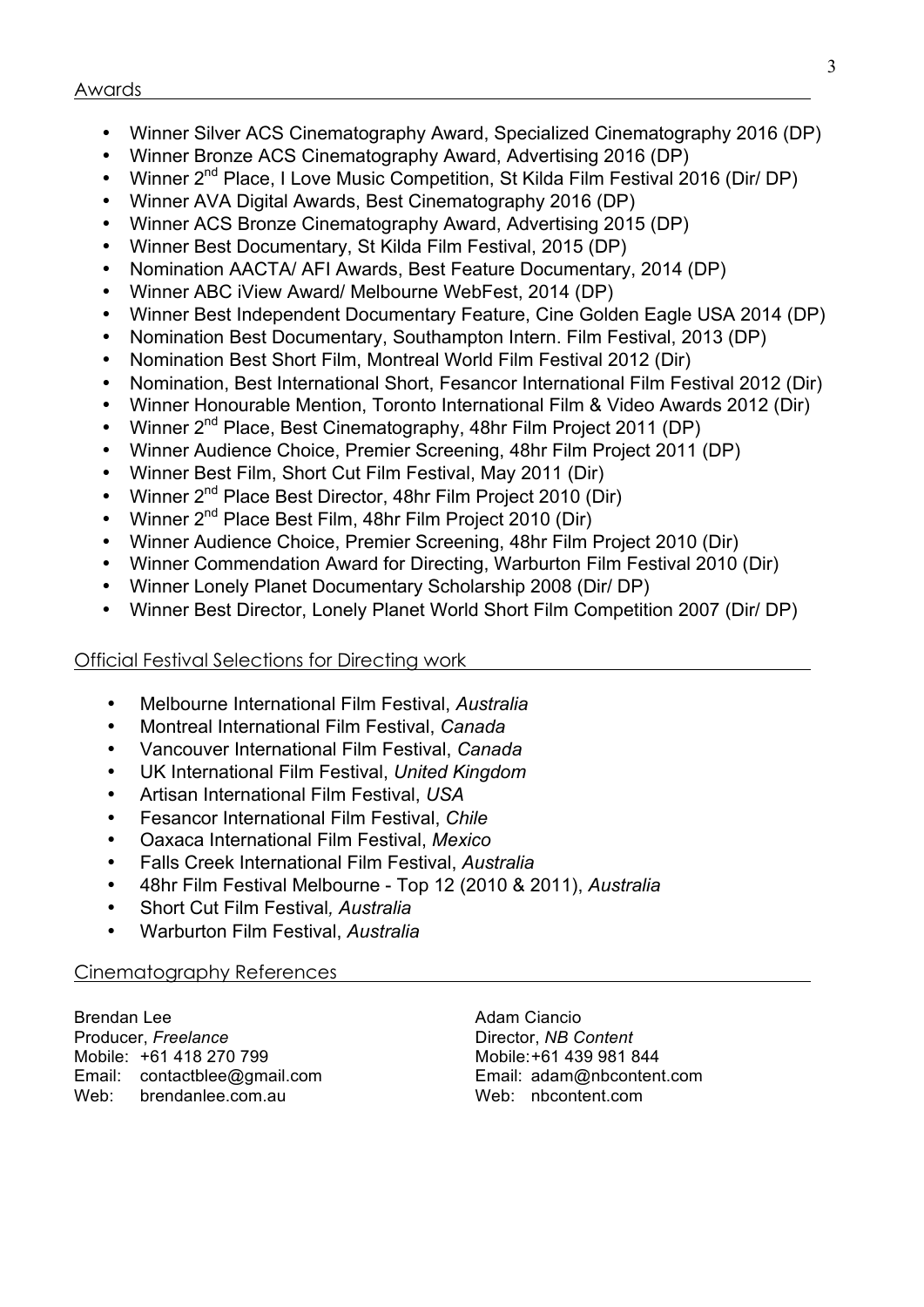## Awards

- Winner Silver ACS Cinematography Award, Specialized Cinematography 2016 (DP)
- Winner Bronze ACS Cinematography Award, Advertising 2016 (DP)
- Winner 2nd Place, I Love Music Competition, St Kilda Film Festival 2016 (Dir/ DP)
- Winner AVA Digital Awards, Best Cinematography 2016 (DP)
- Winner ACS Bronze Cinematography Award, Advertising 2015 (DP)
- Winner Best Documentary, St Kilda Film Festival, 2015 (DP)
- Nomination AACTA/ AFI Awards, Best Feature Documentary, 2014 (DP)
- Winner ABC iView Award/ Melbourne WebFest, 2014 (DP)
- Winner Best Independent Documentary Feature, Cine Golden Eagle USA 2014 (DP)
- Nomination Best Documentary, Southampton Intern. Film Festival, 2013 (DP)
- Nomination Best Short Film, Montreal World Film Festival 2012 (Dir)
- Nomination, Best International Short, Fesancor International Film Festival 2012 (Dir)
- Winner Honourable Mention, Toronto International Film & Video Awards 2012 (Dir)
- Winner 2nd Place, Best Cinematography, 48hr Film Project 2011 (DP)
- Winner Audience Choice, Premier Screening, 48hr Film Project 2011 (DP)
- Winner Best Film, Short Cut Film Festival, May 2011 (Dir)
- Winner 2nd Place Best Director, 48hr Film Project 2010 (Dir)
- Winner 2nd Place Best Film, 48hr Film Project 2010 (Dir)
- Winner Audience Choice, Premier Screening, 48hr Film Project 2010 (Dir)
- Winner Commendation Award for Directing, Warburton Film Festival 2010 (Dir)
- Winner Lonely Planet Documentary Scholarship 2008 (Dir/ DP)
- Winner Best Director, Lonely Planet World Short Film Competition 2007 (Dir/ DP)

## Official Festival Selections for Directing work

- Melbourne International Film Festival, *Australia*
- Montreal International Film Festival, *Canada*
- Vancouver International Film Festival, *Canada*
- UK International Film Festival, *United Kingdom*
- Artisan International Film Festival, *USA*
- Fesancor International Film Festival, *Chile*
- Oaxaca International Film Festival, *Mexico*
- Falls Creek International Film Festival, *Australia*
- 48hr Film Festival Melbourne - Top 12 (2010 & 2011), *Australia*
- Short Cut Film Festival, *Australia*
- Warburton Film Festival, *Australia*

## Cinematography References

Brendan Lee
Producer, *Freelance*
Mobile: +61 418 270 799
Email: contactblee@gmail.com
Web: brendanlee.com.au

Adam Ciancio
Director, *NB Content*
Mobile: +61 439 981 844
Email: adam@nbcontent.com
Web: nbcontent.com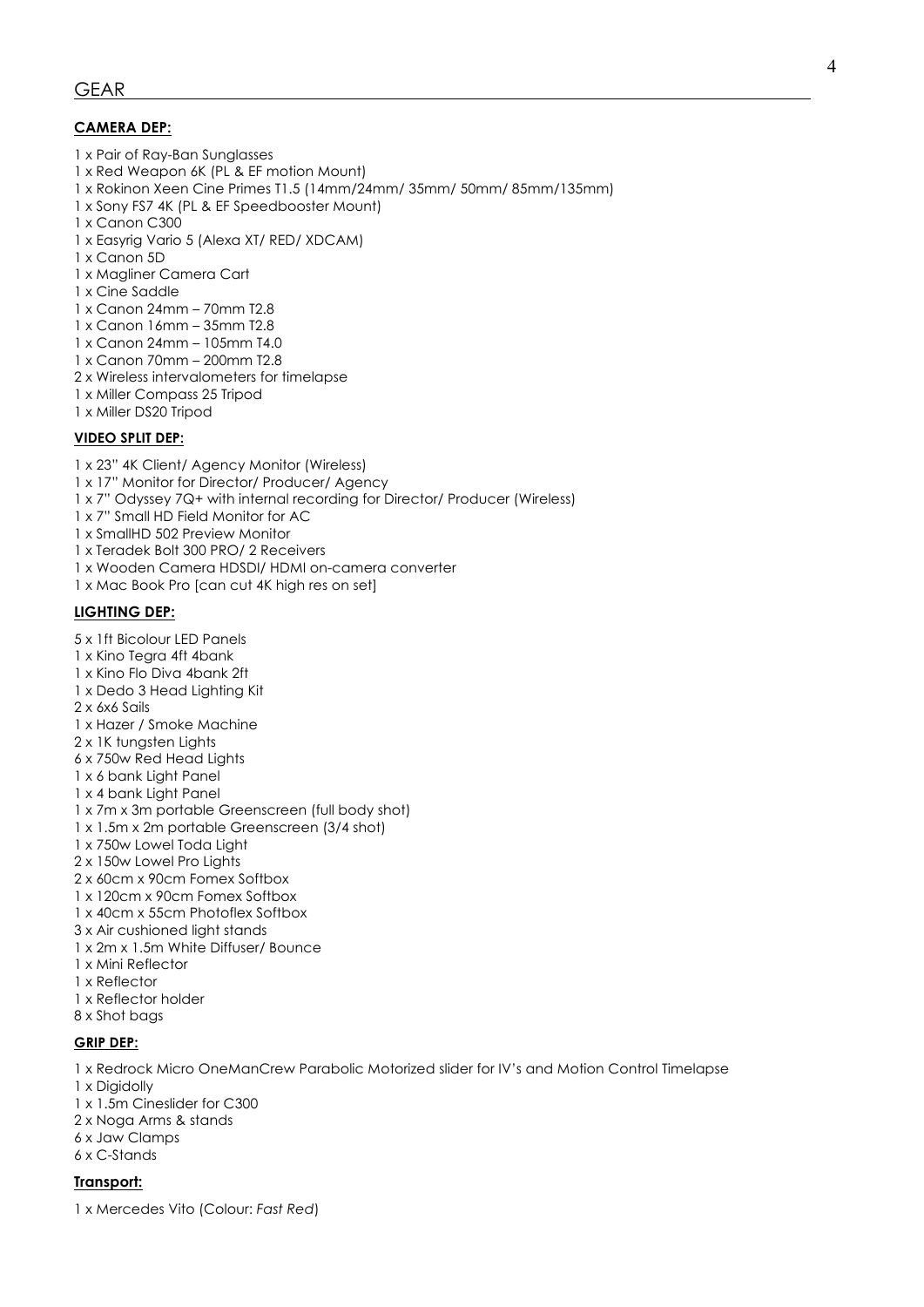# GEAR

**CAMERA DEP:**

1 x Pair of Ray-Ban Sunglasses
1 x Red Weapon 6K (PL & EF motion Mount)
1 x Rokinon Xeen Cine Primes T1.5 (14mm/24mm/ 35mm/ 50mm/ 85mm/135mm)
1 x Sony FS7 4K (PL & EF Speedbooster Mount)
1 x Canon C300
1 x Easyrig Vario 5 (Alexa XT/ RED/ XDCAM)
1 x Canon 5D
1 x Magliner Camera Cart
1 x Cine Saddle
1 x Canon 24mm – 70mm T2.8
1 x Canon 16mm – 35mm T2.8
1 x Canon 24mm – 105mm T4.0
1 x Canon 70mm – 200mm T2.8
2 x Wireless intervalometers for timelapse
1 x Miller Compass 25 Tripod
1 x Miller DS20 Tripod

**VIDEO SPLIT DEP:**

1 x 23" 4K Client/ Agency Monitor (Wireless)
1 x 17" Monitor for Director/ Producer/ Agency
1 x 7" Odyssey 7Q+ with internal recording for Director/ Producer (Wireless)
1 x 7" Small HD Field Monitor for AC
1 x SmallHD 502 Preview Monitor
1 x Teradek Bolt 300 PRO/ 2 Receivers
1 x Wooden Camera HDSDI/ HDMI on-camera converter
1 x Mac Book Pro [can cut 4K high res on set]

**LIGHTING DEP:**

5 x 1ft Bicolour LED Panels
1 x Kino Tegra 4ft 4bank
1 x Kino Flo Diva 4bank 2ft
1 x Dedo 3 Head Lighting Kit
2 x 6x6 Sails
1 x Hazer / Smoke Machine
2 x 1K tungsten Lights
6 x 750w Red Head Lights
1 x 6 bank Light Panel
1 x 4 bank Light Panel
1 x 7m x 3m portable Greenscreen (full body shot)
1 x 1.5m x 2m portable Greenscreen (3/4 shot)
1 x 750w Lowel Toda Light
2 x 150w Lowel Pro Lights
2 x 60cm x 90cm Fomex Softbox
1 x 120cm x 90cm Fomex Softbox
1 x 40cm x 55cm Photoflex Softbox
3 x Air cushioned light stands
1 x 2m x 1.5m White Diffuser/ Bounce
1 x Mini Reflector
1 x Reflector
1 x Reflector holder
8 x Shot bags

**GRIP DEP:**

1 x Redrock Micro OneManCrew Parabolic Motorized slider for IV's and Motion Control Timelapse
1 x Digidolly
1 x 1.5m Cineslider for C300
2 x Noga Arms & stands
6 x Jaw Clamps
6 x C-Stands

**Transport:**

1 x Mercedes Vito (Colour: *Fast Red*)